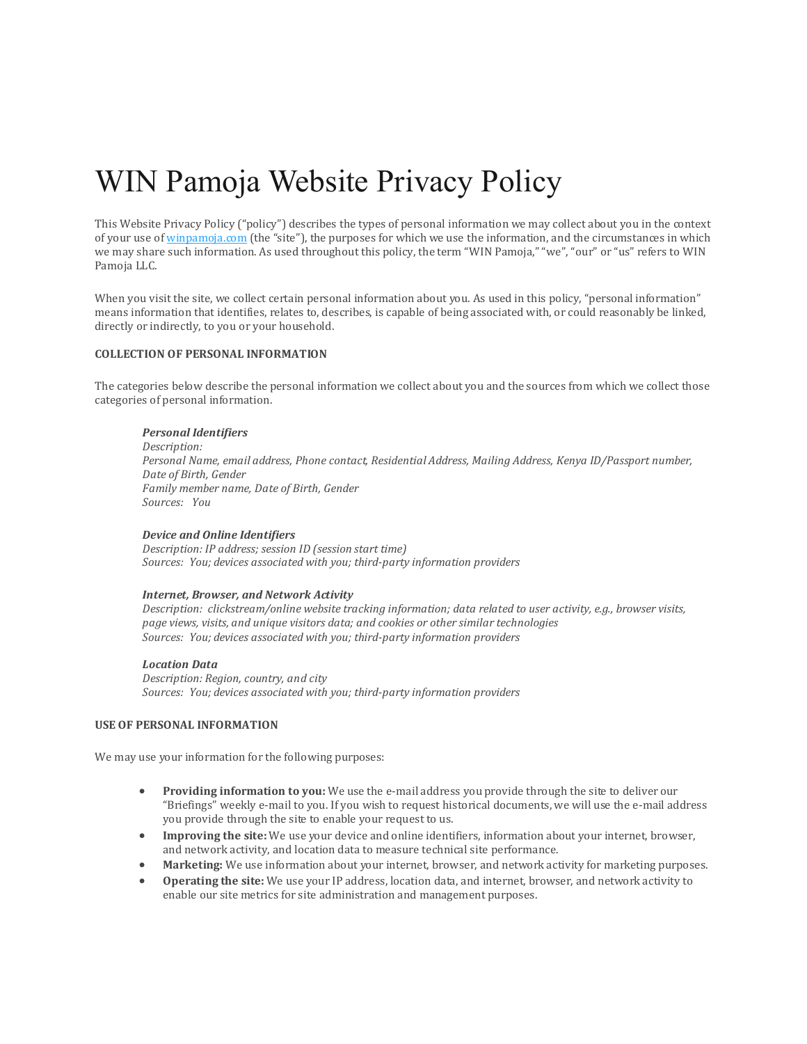# WIN Pamoja Website Privacy Policy

This Website Privacy Policy ("policy") describes the types of personal information we may collect about you in the context of your use of [winpamoja.com](winpamoja.com) (the "site"), the purposes for which we use the information, and the circumstances in which we may share such information. As used throughout this policy, the term "WIN Pamoja," "we", "our" or "us" refers to WIN Pamoja LLC.

When you visit the site, we collect certain personal information about you. As used in this policy, "personal information" means information that identifies, relates to, describes, is capable of being associated with, or could reasonably be linked, directly or indirectly, to you or your household.

**COLLECTION OF PERSONAL INFORMATION**

The categories below describe the personal information we collect about you and the sources from which we collect those categories of personal information.

> ***Personal Identifiers***
> *Description:*
> *Personal Name, email address, Phone contact, Residential Address, Mailing Address, Kenya ID/Passport number, Date of Birth, Gender*
> *Family member name, Date of Birth, Gender*
> *Sources: You*
>
> ***Device and Online Identifiers***
> *Description: IP address; session ID (session start time)*
> *Sources: You; devices associated with you; third-party information providers*
>
> ***Internet, Browser, and Network Activity***
> *Description: clickstream/online website tracking information; data related to user activity, e.g., browser visits, page views, visits, and unique visitors data; and cookies or other similar technologies*
> *Sources: You; devices associated with you; third-party information providers*
>
> ***Location Data***
> *Description: Region, country, and city*
> *Sources: You; devices associated with you; third-party information providers*

**USE OF PERSONAL INFORMATION**

We may use your information for the following purposes:

- **Providing information to you:** We use the e-mail address you provide through the site to deliver our "Briefings" weekly e-mail to you. If you wish to request historical documents, we will use the e-mail address you provide through the site to enable your request to us.
- **Improving the site:** We use your device and online identifiers, information about your internet, browser, and network activity, and location data to measure technical site performance.
- **Marketing:** We use information about your internet, browser, and network activity for marketing purposes.
- **Operating the site:** We use your IP address, location data, and internet, browser, and network activity to enable our site metrics for site administration and management purposes.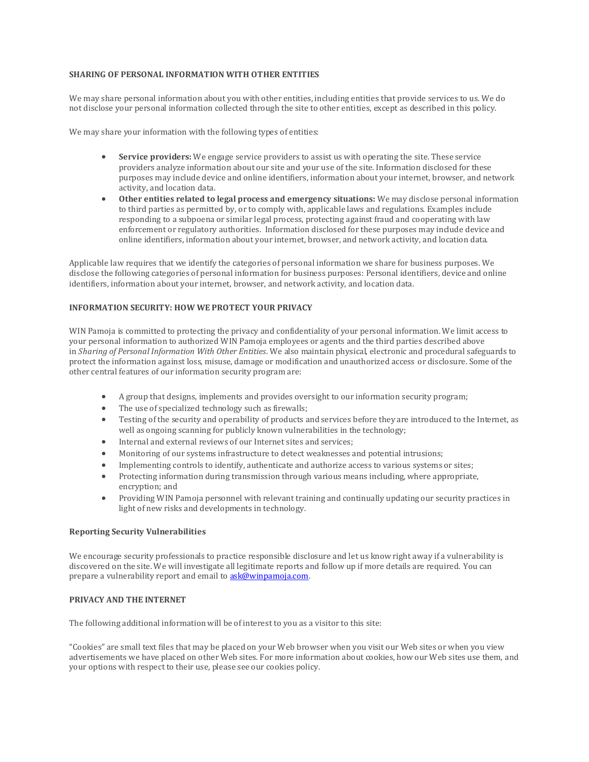## SHARING OF PERSONAL INFORMATION WITH OTHER ENTITIES

We may share personal information about you with other entities, including entities that provide services to us. We do not disclose your personal information collected through the site to other entities, except as described in this policy.

We may share your information with the following types of entities:

- **Service providers:** We engage service providers to assist us with operating the site. These service providers analyze information about our site and your use of the site. Information disclosed for these purposes may include device and online identifiers, information about your internet, browser, and network activity, and location data.
- **Other entities related to legal process and emergency situations:** We may disclose personal information to third parties as permitted by, or to comply with, applicable laws and regulations. Examples include responding to a subpoena or similar legal process, protecting against fraud and cooperating with law enforcement or regulatory authorities. Information disclosed for these purposes may include device and online identifiers, information about your internet, browser, and network activity, and location data.

Applicable law requires that we identify the categories of personal information we share for business purposes. We disclose the following categories of personal information for business purposes: Personal identifiers, device and online identifiers, information about your internet, browser, and network activity, and location data.

## INFORMATION SECURITY: HOW WE PROTECT YOUR PRIVACY

WIN Pamoja is committed to protecting the privacy and confidentiality of your personal information. We limit access to your personal information to authorized WIN Pamoja employees or agents and the third parties described above in *Sharing of Personal Information With Other Entities*. We also maintain physical, electronic and procedural safeguards to protect the information against loss, misuse, damage or modification and unauthorized access or disclosure. Some of the other central features of our information security program are:

- A group that designs, implements and provides oversight to our information security program;
- The use of specialized technology such as firewalls;
- Testing of the security and operability of products and services before they are introduced to the Internet, as well as ongoing scanning for publicly known vulnerabilities in the technology;
- Internal and external reviews of our Internet sites and services;
- Monitoring of our systems infrastructure to detect weaknesses and potential intrusions;
- Implementing controls to identify, authenticate and authorize access to various systems or sites;
- Protecting information during transmission through various means including, where appropriate, encryption; and
- Providing WIN Pamoja personnel with relevant training and continually updating our security practices in light of new risks and developments in technology.

### Reporting Security Vulnerabilities

We encourage security professionals to practice responsible disclosure and let us know right away if a vulnerability is discovered on the site. We will investigate all legitimate reports and follow up if more details are required. You can prepare a vulnerability report and email to ask@winpamoja.com.

## PRIVACY AND THE INTERNET

The following additional information will be of interest to you as a visitor to this site:

"Cookies" are small text files that may be placed on your Web browser when you visit our Web sites or when you view advertisements we have placed on other Web sites. For more information about cookies, how our Web sites use them, and your options with respect to their use, please see our cookies policy.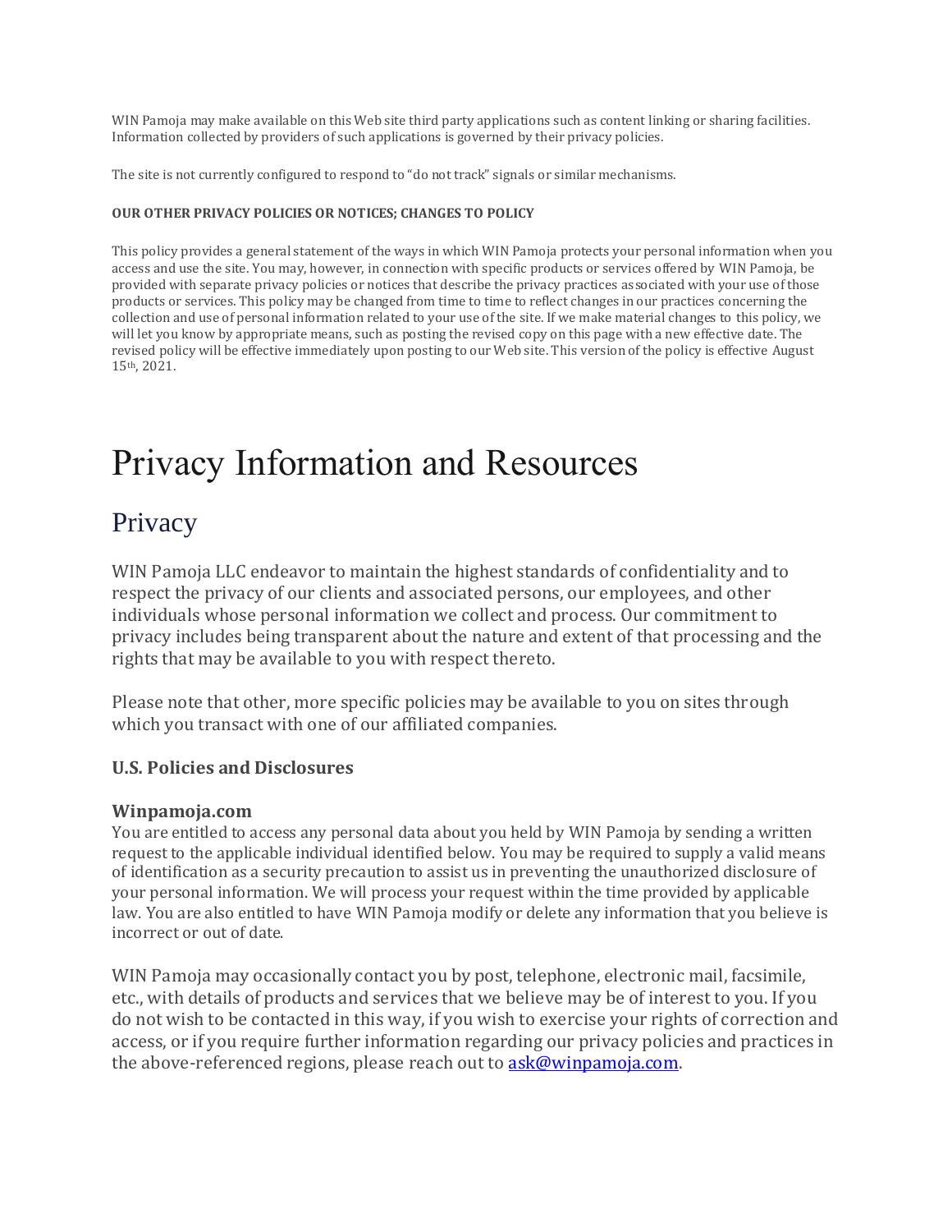WIN Pamoja may make available on this Web site third party applications such as content linking or sharing facilities. Information collected by providers of such applications is governed by their privacy policies.

The site is not currently configured to respond to "do not track" signals or similar mechanisms.

#### OUR OTHER PRIVACY POLICIES OR NOTICES; CHANGES TO POLICY

This policy provides a general statement of the ways in which WIN Pamoja protects your personal information when you access and use the site. You may, however, in connection with specific products or services offered by WIN Pamoja, be provided with separate privacy policies or notices that describe the privacy practices associated with your use of those products or services. This policy may be changed from time to time to reflect changes in our practices concerning the collection and use of personal information related to your use of the site. If we make material changes to this policy, we will let you know by appropriate means, such as posting the revised copy on this page with a new effective date. The revised policy will be effective immediately upon posting to our Web site. This version of the policy is effective August 15th, 2021.

# Privacy Information and Resources

## Privacy

WIN Pamoja LLC endeavor to maintain the highest standards of confidentiality and to respect the privacy of our clients and associated persons, our employees, and other individuals whose personal information we collect and process. Our commitment to privacy includes being transparent about the nature and extent of that processing and the rights that may be available to you with respect thereto.

Please note that other, more specific policies may be available to you on sites through which you transact with one of our affiliated companies.

### U.S. Policies and Disclosures

**Winpamoja.com**
You are entitled to access any personal data about you held by WIN Pamoja by sending a written request to the applicable individual identified below. You may be required to supply a valid means of identification as a security precaution to assist us in preventing the unauthorized disclosure of your personal information. We will process your request within the time provided by applicable law. You are also entitled to have WIN Pamoja modify or delete any information that you believe is incorrect or out of date.

WIN Pamoja may occasionally contact you by post, telephone, electronic mail, facsimile, etc., with details of products and services that we believe may be of interest to you. If you do not wish to be contacted in this way, if you wish to exercise your rights of correction and access, or if you require further information regarding our privacy policies and practices in the above-referenced regions, please reach out to [ask@winpamoja.com](mailto:ask@winpamoja.com).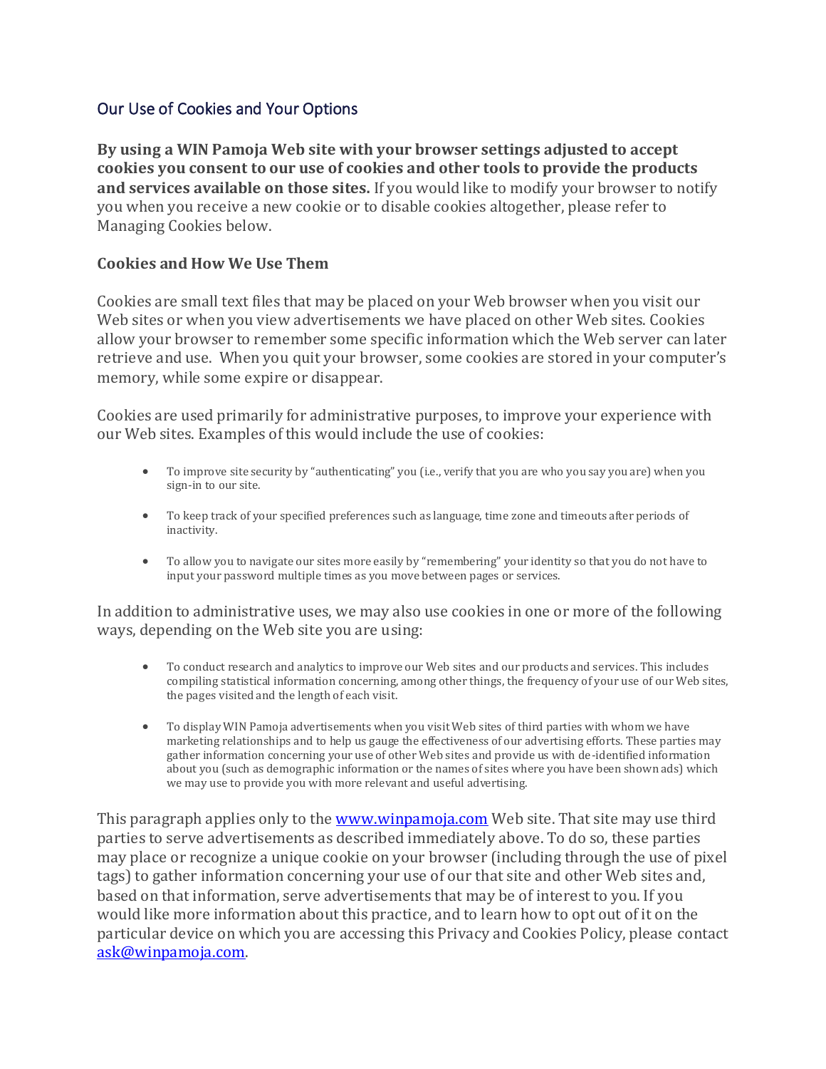## Our Use of Cookies and Your Options

**By using a WIN Pamoja Web site with your browser settings adjusted to accept cookies you consent to our use of cookies and other tools to provide the products and services available on those sites.** If you would like to modify your browser to notify you when you receive a new cookie or to disable cookies altogether, please refer to Managing Cookies below.

### Cookies and How We Use Them

Cookies are small text files that may be placed on your Web browser when you visit our Web sites or when you view advertisements we have placed on other Web sites. Cookies allow your browser to remember some specific information which the Web server can later retrieve and use. When you quit your browser, some cookies are stored in your computer's memory, while some expire or disappear.

Cookies are used primarily for administrative purposes, to improve your experience with our Web sites. Examples of this would include the use of cookies:

- To improve site security by "authenticating" you (i.e., verify that you are who you say you are) when you sign-in to our site.
- To keep track of your specified preferences such as language, time zone and timeouts after periods of inactivity.
- To allow you to navigate our sites more easily by "remembering" your identity so that you do not have to input your password multiple times as you move between pages or services.

In addition to administrative uses, we may also use cookies in one or more of the following ways, depending on the Web site you are using:

- To conduct research and analytics to improve our Web sites and our products and services. This includes compiling statistical information concerning, among other things, the frequency of your use of our Web sites, the pages visited and the length of each visit.
- To display WIN Pamoja advertisements when you visit Web sites of third parties with whom we have marketing relationships and to help us gauge the effectiveness of our advertising efforts. These parties may gather information concerning your use of other Web sites and provide us with de-identified information about you (such as demographic information or the names of sites where you have been shown ads) which we may use to provide you with more relevant and useful advertising.

This paragraph applies only to the [www.winpamoja.com](http://www.winpamoja.com) Web site. That site may use third parties to serve advertisements as described immediately above. To do so, these parties may place or recognize a unique cookie on your browser (including through the use of pixel tags) to gather information concerning your use of our that site and other Web sites and, based on that information, serve advertisements that may be of interest to you. If you would like more information about this practice, and to learn how to opt out of it on the particular device on which you are accessing this Privacy and Cookies Policy, please contact [ask@winpamoja.com](mailto:ask@winpamoja.com).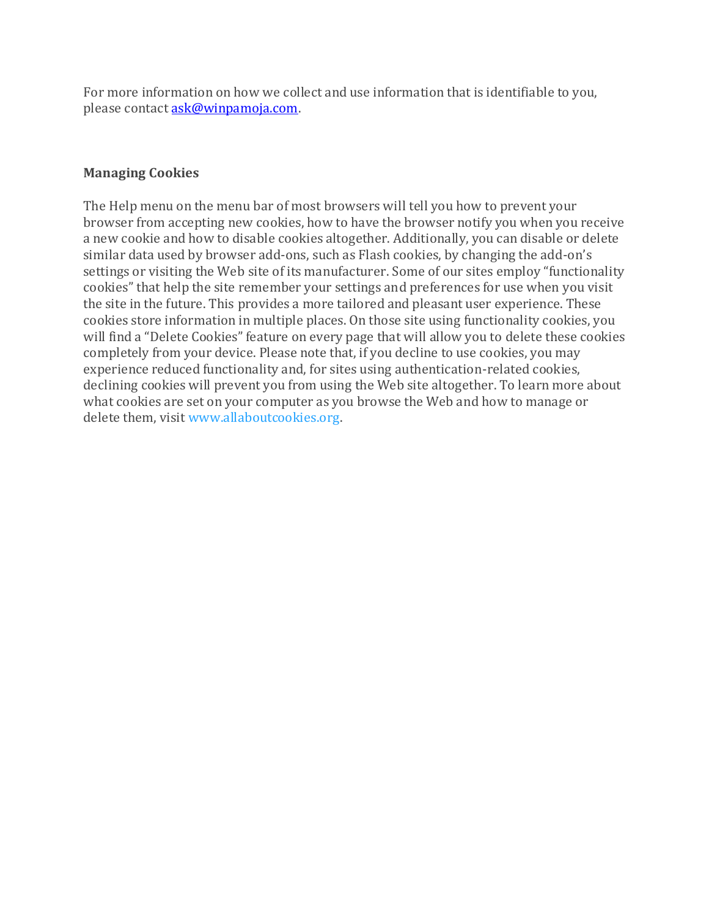For more information on how we collect and use information that is identifiable to you, please contact ask@winpamoja.com.

**Managing Cookies**

The Help menu on the menu bar of most browsers will tell you how to prevent your browser from accepting new cookies, how to have the browser notify you when you receive a new cookie and how to disable cookies altogether. Additionally, you can disable or delete similar data used by browser add-ons, such as Flash cookies, by changing the add-on's settings or visiting the Web site of its manufacturer. Some of our sites employ "functionality cookies" that help the site remember your settings and preferences for use when you visit the site in the future. This provides a more tailored and pleasant user experience. These cookies store information in multiple places. On those site using functionality cookies, you will find a "Delete Cookies" feature on every page that will allow you to delete these cookies completely from your device. Please note that, if you decline to use cookies, you may experience reduced functionality and, for sites using authentication-related cookies, declining cookies will prevent you from using the Web site altogether. To learn more about what cookies are set on your computer as you browse the Web and how to manage or delete them, visit www.allaboutcookies.org.